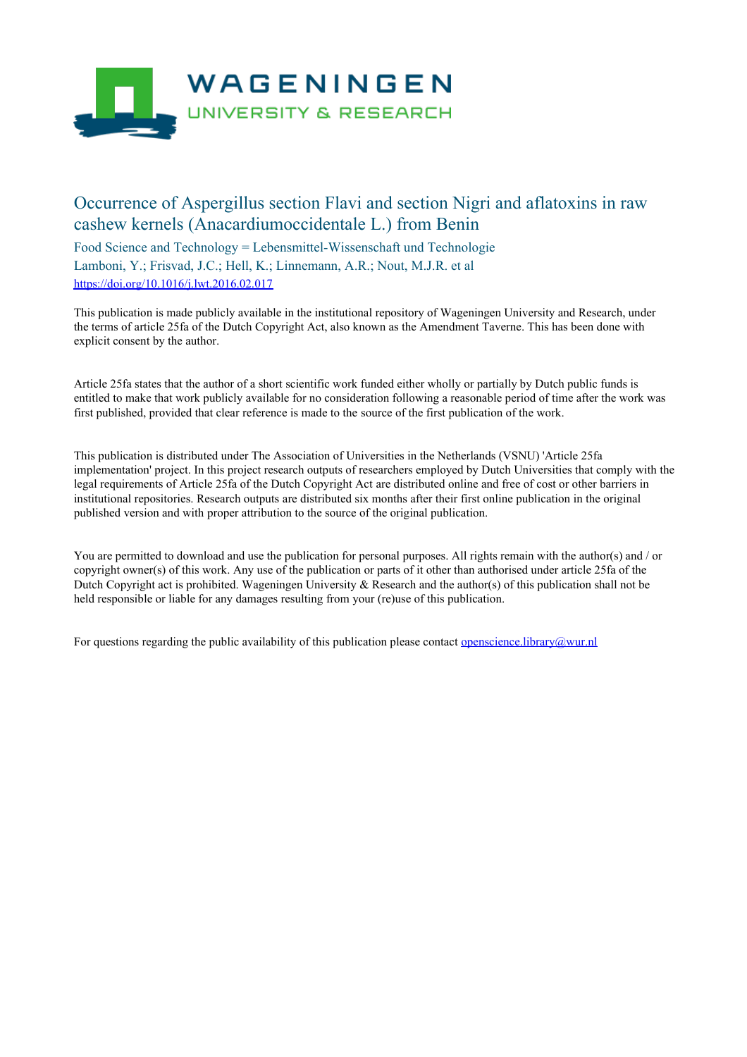# Occurrence of Aspergillus section Flavi and section Nigri and aflatoxins in raw cashew kernels (Anacardiumoccidentale L.) from Benin

Food Science and Technology = Lebensmittel-Wissenschaft und Technologie

Lamboni, Y.; Frisvad, J.C.; Hell, K.; Linnemann, A.R.; Nout, M.J.R. et al

https://doi.org/10.1016/j.lwt.2016.02.017

This publication is made publicly available in the institutional repository of Wageningen University and Research, under the terms of article 25fa of the Dutch Copyright Act, also known as the Amendment Taverne. This has been done with explicit consent by the author.

Article 25fa states that the author of a short scientific work funded either wholly or partially by Dutch public funds is entitled to make that work publicly available for no consideration following a reasonable period of time after the work was first published, provided that clear reference is made to the source of the first publication of the work.

This publication is distributed under The Association of Universities in the Netherlands (VSNU) 'Article 25fa implementation' project. In this project research outputs of researchers employed by Dutch Universities that comply with the legal requirements of Article 25fa of the Dutch Copyright Act are distributed online and free of cost or other barriers in institutional repositories. Research outputs are distributed six months after their first online publication in the original published version and with proper attribution to the source of the original publication.

You are permitted to download and use the publication for personal purposes. All rights remain with the author(s) and / or copyright owner(s) of this work. Any use of the publication or parts of it other than authorised under article 25fa of the Dutch Copyright act is prohibited. Wageningen University & Research and the author(s) of this publication shall not be held responsible or liable for any damages resulting from your (re)use of this publication.

For questions regarding the public availability of this publication please contact openscience.library@wur.nl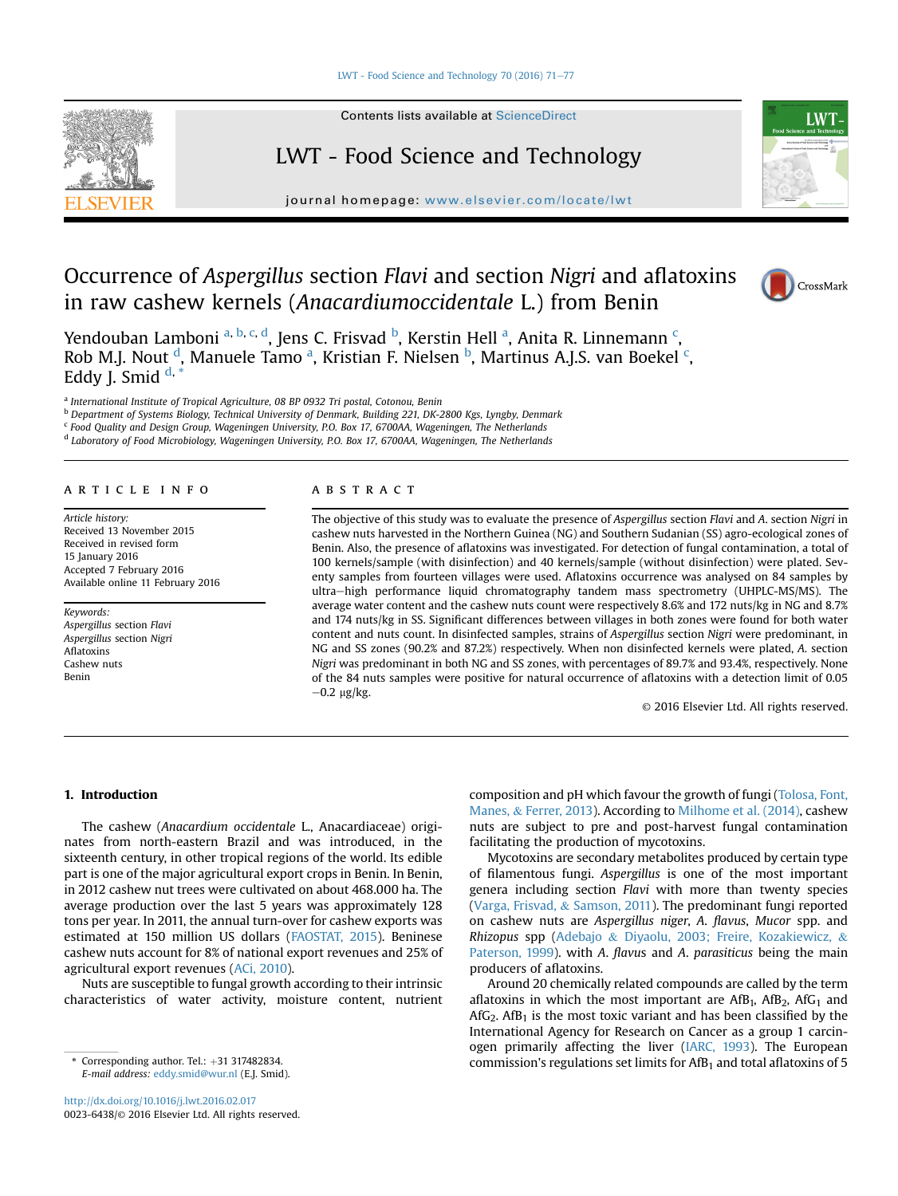# Occurrence of *Aspergillus* section *Flavi* and section *Nigri* and aflatoxins in raw cashew kernels (*Anacardiumoccidentale* L.) from Benin

Yendouban Lamboni [a, b, c, d], Jens C. Frisvad [b], Kerstin Hell [a], Anita R. Linnemann [c], Rob M.J. Nout [d], Manuele Tamo [a], Kristian F. Nielsen [b], Martinus A.J.S. van Boekel [c], Eddy J. Smid [d, *]

[a] International Institute of Tropical Agriculture, 08 BP 0932 Tri postal, Cotonou, Benin
[b] Department of Systems Biology, Technical University of Denmark, Building 221, DK-2800 Kgs, Lyngby, Denmark
[c] Food Quality and Design Group, Wageningen University, P.O. Box 17, 6700AA, Wageningen, The Netherlands
[d] Laboratory of Food Microbiology, Wageningen University, P.O. Box 17, 6700AA, Wageningen, The Netherlands

## ARTICLE INFO

*Article history:*
Received 13 November 2015
Received in revised form 15 January 2016
Accepted 7 February 2016
Available online 11 February 2016

*Keywords:*
*Aspergillus* section *Flavi*
*Aspergillus* section *Nigri*
Aflatoxins
Cashew nuts
Benin

## ABSTRACT

The objective of this study was to evaluate the presence of *Aspergillus* section *Flavi* and *A.* section *Nigri* in cashew nuts harvested in the Northern Guinea (NG) and Southern Sudanian (SS) agro-ecological zones of Benin. Also, the presence of aflatoxins was investigated. For detection of fungal contamination, a total of 100 kernels/sample (with disinfection) and 40 kernels/sample (without disinfection) were plated. Seventy samples from fourteen villages were used. Aflatoxins occurrence was analysed on 84 samples by ultra−high performance liquid chromatography tandem mass spectrometry (UHPLC-MS/MS). The average water content and the cashew nuts count were respectively 8.6% and 172 nuts/kg in NG and 8.7% and 174 nuts/kg in SS. Significant differences between villages in both zones were found for both water content and nuts count. In disinfected samples, strains of *Aspergillus* section *Nigri* were predominant, in NG and SS zones (90.2% and 87.2%) respectively. When non disinfected kernels were plated, *A.* section *Nigri* was predominant in both NG and SS zones, with percentages of 89.7% and 93.4%, respectively. None of the 84 nuts samples were positive for natural occurrence of aflatoxins with a detection limit of 0.05−0.2 μg/kg.

© 2016 Elsevier Ltd. All rights reserved.

## 1. Introduction

The cashew (*Anacardium occidentale* L., Anacardiaceae) originates from north-eastern Brazil and was introduced, in the sixteenth century, in other tropical regions of the world. Its edible part is one of the major agricultural export crops in Benin. In Benin, in 2012 cashew nut trees were cultivated on about 468.000 ha. The average production over the last 5 years was approximately 128 tons per year. In 2011, the annual turn-over for cashew exports was estimated at 150 million US dollars (FAOSTAT, 2015). Beninese cashew nuts account for 8% of national export revenues and 25% of agricultural export revenues (ACi, 2010).

Nuts are susceptible to fungal growth according to their intrinsic characteristics of water activity, moisture content, nutrient composition and pH which favour the growth of fungi (Tolosa, Font, Manes, & Ferrer, 2013). According to Milhome et al. (2014), cashew nuts are subject to pre and post-harvest fungal contamination facilitating the production of mycotoxins.

Mycotoxins are secondary metabolites produced by certain type of filamentous fungi. *Aspergillus* is one of the most important genera including section *Flavi* with more than twenty species (Varga, Frisvad, & Samson, 2011). The predominant fungi reported on cashew nuts are *Aspergillus niger*, *A. flavus*, *Mucor* spp. and *Rhizopus* spp (Adebajo & Diyaolu, 2003; Freire, Kozakiewicz, & Paterson, 1999). with *A. flavus* and *A. parasiticus* being the main producers of aflatoxins.

Around 20 chemically related compounds are called by the term aflatoxins in which the most important are $AfB_1$, $AfB_2$, $AfG_1$ and $AfG_2$. $AfB_1$ is the most toxic variant and has been classified by the International Agency for Research on Cancer as a group 1 carcinogen primarily affecting the liver (IARC, 1993). The European commission's regulations set limits for $AfB_1$ and total aflatoxins of 5

\* Corresponding author. Tel.: +31 317482834.
*E-mail address:* eddy.smid@wur.nl (E.J. Smid).

http://dx.doi.org/10.1016/j.lwt.2016.02.017
0023-6438/© 2016 Elsevier Ltd. All rights reserved.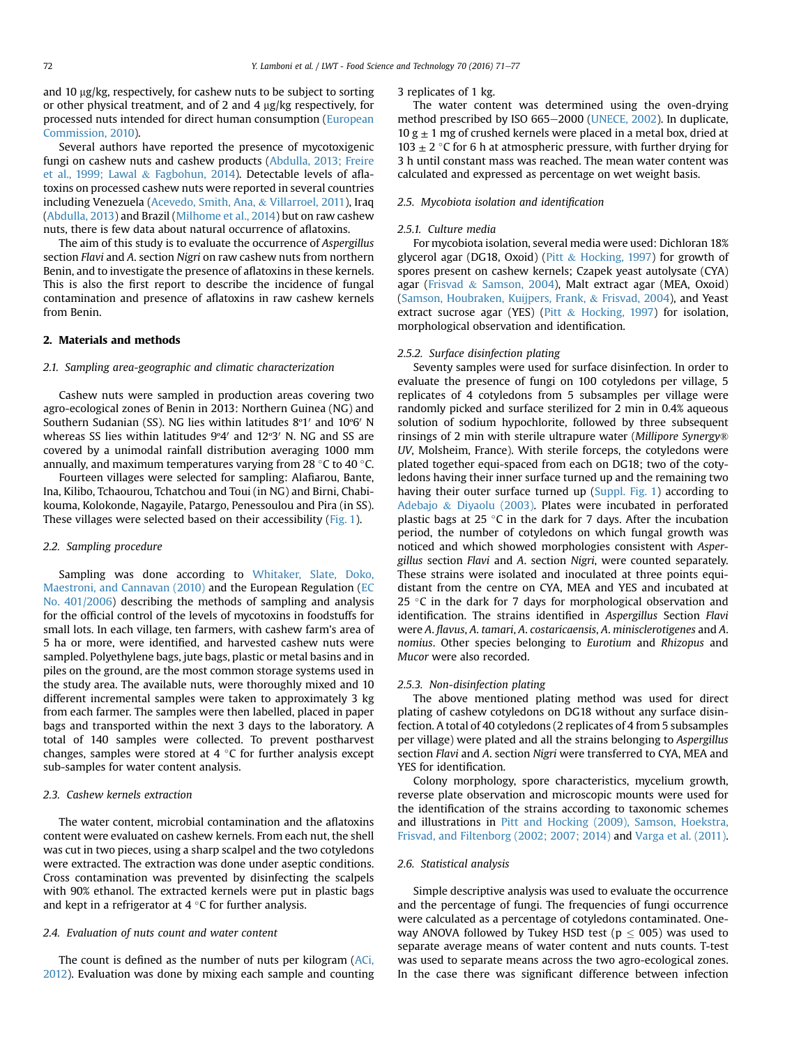and 10 μg/kg, respectively, for cashew nuts to be subject to sorting or other physical treatment, and of 2 and 4 μg/kg respectively, for processed nuts intended for direct human consumption (European Commission, 2010).

Several authors have reported the presence of mycotoxigenic fungi on cashew nuts and cashew products (Abdulla, 2013; Freire et al., 1999; Lawal & Fagbohun, 2014). Detectable levels of aflatoxins on processed cashew nuts were reported in several countries including Venezuela (Acevedo, Smith, Ana, & Villarroel, 2011), Iraq (Abdulla, 2013) and Brazil (Milhome et al., 2014) but on raw cashew nuts, there is few data about natural occurrence of aflatoxins.

The aim of this study is to evaluate the occurrence of *Aspergillus* section *Flavi* and *A.* section *Nigri* on raw cashew nuts from northern Benin, and to investigate the presence of aflatoxins in these kernels. This is also the first report to describe the incidence of fungal contamination and presence of aflatoxins in raw cashew kernels from Benin.

## 2. Materials and methods

### 2.1. Sampling area-geographic and climatic characterization

Cashew nuts were sampled in production areas covering two agro-ecological zones of Benin in 2013: Northern Guinea (NG) and Southern Sudanian (SS). NG lies within latitudes 8º1′ and 10º6′ N whereas SS lies within latitudes 9º4′ and 12º3′ N. NG and SS are covered by a unimodal rainfall distribution averaging 1000 mm annually, and maximum temperatures varying from 28 °C to 40 °C.

Fourteen villages were selected for sampling: Alafiarou, Bante, Ina, Kilibo, Tchaourou, Tchatchou and Toui (in NG) and Birni, Chabikouma, Kolokonde, Nagayile, Patargo, Penessoulou and Pira (in SS). These villages were selected based on their accessibility (Fig. 1).

### 2.2. Sampling procedure

Sampling was done according to Whitaker, Slate, Doko, Maestroni, and Cannavan (2010) and the European Regulation (EC No. 401/2006) describing the methods of sampling and analysis for the official control of the levels of mycotoxins in foodstuffs for small lots. In each village, ten farmers, with cashew farm's area of 5 ha or more, were identified, and harvested cashew nuts were sampled. Polyethylene bags, jute bags, plastic or metal basins and in piles on the ground, are the most common storage systems used in the study area. The available nuts, were thoroughly mixed and 10 different incremental samples were taken to approximately 3 kg from each farmer. The samples were then labelled, placed in paper bags and transported within the next 3 days to the laboratory. A total of 140 samples were collected. To prevent postharvest changes, samples were stored at 4 °C for further analysis except sub-samples for water content analysis.

### 2.3. Cashew kernels extraction

The water content, microbial contamination and the aflatoxins content were evaluated on cashew kernels. From each nut, the shell was cut in two pieces, using a sharp scalpel and the two cotyledons were extracted. The extraction was done under aseptic conditions. Cross contamination was prevented by disinfecting the scalpels with 90% ethanol. The extracted kernels were put in plastic bags and kept in a refrigerator at 4 °C for further analysis.

### 2.4. Evaluation of nuts count and water content

The count is defined as the number of nuts per kilogram (ACi, 2012). Evaluation was done by mixing each sample and counting 3 replicates of 1 kg.

The water content was determined using the oven-drying method prescribed by ISO 665–2000 (UNECE, 2002). In duplicate, 10 g ± 1 mg of crushed kernels were placed in a metal box, dried at 103 ± 2 °C for 6 h at atmospheric pressure, with further drying for 3 h until constant mass was reached. The mean water content was calculated and expressed as percentage on wet weight basis.

### 2.5. Mycobiota isolation and identification

#### 2.5.1. Culture media

For mycobiota isolation, several media were used: Dichloran 18% glycerol agar (DG18, Oxoid) (Pitt & Hocking, 1997) for growth of spores present on cashew kernels; Czapek yeast autolysate (CYA) agar (Frisvad & Samson, 2004), Malt extract agar (MEA, Oxoid) (Samson, Houbraken, Kuijpers, Frank, & Frisvad, 2004), and Yeast extract sucrose agar (YES) (Pitt & Hocking, 1997) for isolation, morphological observation and identification.

#### 2.5.2. Surface disinfection plating

Seventy samples were used for surface disinfection. In order to evaluate the presence of fungi on 100 cotyledons per village, 5 replicates of 4 cotyledons from 5 subsamples per village were randomly picked and surface sterilized for 2 min in 0.4% aqueous solution of sodium hypochlorite, followed by three subsequent rinsings of 2 min with sterile ultrapure water (*Millipore Synergy® UV*, Molsheim, France). With sterile forceps, the cotyledons were plated together equi-spaced from each on DG18; two of the cotyledons having their inner surface turned up and the remaining two having their outer surface turned up (Suppl. Fig. 1) according to Adebajo & Diyaolu (2003). Plates were incubated in perforated plastic bags at 25 °C in the dark for 7 days. After the incubation period, the number of cotyledons on which fungal growth was noticed and which showed morphologies consistent with *Aspergillus* section *Flavi* and *A.* section *Nigri*, were counted separately. These strains were isolated and inoculated at three points equidistant from the centre on CYA, MEA and YES and incubated at 25 °C in the dark for 7 days for morphological observation and identification. The strains identified in *Aspergillus* Section *Flavi* were *A. flavus*, *A. tamari*, *A. costaricaensis*, *A. minisclerotigenes* and *A. nomius*. Other species belonging to *Eurotium* and *Rhizopus* and *Mucor* were also recorded.

#### 2.5.3. Non-disinfection plating

The above mentioned plating method was used for direct plating of cashew cotyledons on DG18 without any surface disinfection. A total of 40 cotyledons (2 replicates of 4 from 5 subsamples per village) were plated and all the strains belonging to *Aspergillus* section *Flavi* and *A.* section *Nigri* were transferred to CYA, MEA and YES for identification.

Colony morphology, spore characteristics, mycelium growth, reverse plate observation and microscopic mounts were used for the identification of the strains according to taxonomic schemes and illustrations in Pitt and Hocking (2009), Samson, Hoekstra, Frisvad, and Filtenborg (2002; 2007; 2014) and Varga et al. (2011).

### 2.6. Statistical analysis

Simple descriptive analysis was used to evaluate the occurrence and the percentage of fungi. The frequencies of fungi occurrence were calculated as a percentage of cotyledons contaminated. One-way ANOVA followed by Tukey HSD test ($p \leq 005$) was used to separate average means of water content and nuts counts. T-test was used to separate means across the two agro-ecological zones. In the case there was significant difference between infection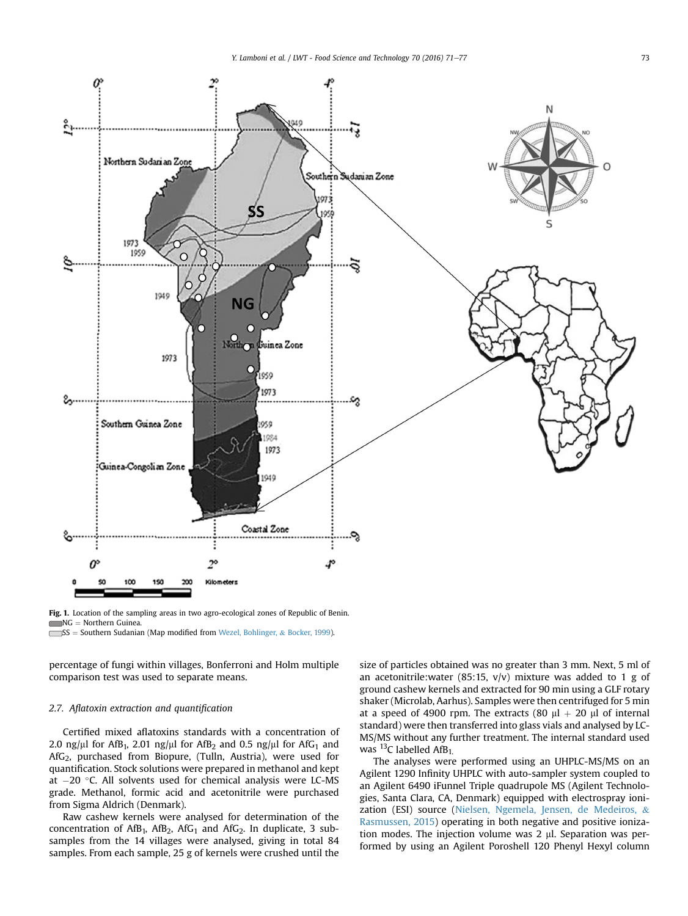Fig. 1. Location of the sampling areas in two agro-ecological zones of Republic of Benin.
NG = Northern Guinea.
SS = Southern Sudanian (Map modified from Wezel, Bohlinger, & Bocker, 1999).

percentage of fungi within villages, Bonferroni and Holm multiple comparison test was used to separate means.

### 2.7. Aflatoxin extraction and quantification

Certified mixed aflatoxins standards with a concentration of 2.0 ng/μl for $AfB_1$, 2.01 ng/μl for $AfB_2$ and 0.5 ng/μl for $AfG_1$ and $AfG_2$, purchased from Biopure, (Tulln, Austria), were used for quantification. Stock solutions were prepared in methanol and kept at −20 °C. All solvents used for chemical analysis were LC-MS grade. Methanol, formic acid and acetonitrile were purchased from Sigma Aldrich (Denmark).

Raw cashew kernels were analysed for determination of the concentration of $AfB_1$, $AfB_2$, $AfG_1$ and $AfG_2$. In duplicate, 3 sub-samples from the 14 villages were analysed, giving in total 84 samples. From each sample, 25 g of kernels were crushed until the size of particles obtained was no greater than 3 mm. Next, 5 ml of an acetonitrile:water (85:15, v/v) mixture was added to 1 g of ground cashew kernels and extracted for 90 min using a GLF rotary shaker (Microlab, Aarhus). Samples were then centrifuged for 5 min at a speed of 4900 rpm. The extracts (80 μl + 20 μl of internal standard) were then transferred into glass vials and analysed by LC-MS/MS without any further treatment. The internal standard used was $^{13}C$ labelled $AfB_1$.

The analyses were performed using an UHPLC-MS/MS on an Agilent 1290 Infinity UHPLC with auto-sampler system coupled to an Agilent 6490 iFunnel Triple quadrupole MS (Agilent Technologies, Santa Clara, CA, Denmark) equipped with electrospray ionization (ESI) source (Nielsen, Ngemela, Jensen, de Medeiros, & Rasmussen, 2015) operating in both negative and positive ionization modes. The injection volume was 2 μl. Separation was performed by using an Agilent Poroshell 120 Phenyl Hexyl column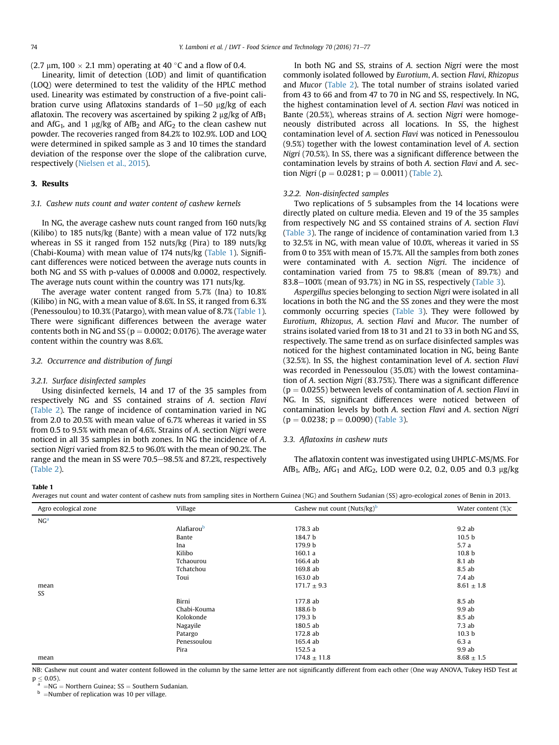(2.7 μm, 100 × 2.1 mm) operating at 40 °C and a flow of 0.4.

Linearity, limit of detection (LOD) and limit of quantification (LOQ) were determined to test the validity of the HPLC method used. Linearity was estimated by construction of a five-point calibration curve using Aflatoxins standards of 1–50 μg/kg of each aflatoxin. The recovery was ascertained by spiking 2 μg/kg of $AfB_1$ and $AfG_1$, and 1 μg/kg of $AfB_2$ and $AfG_2$ to the clean cashew nut powder. The recoveries ranged from 84.2% to 102.9%. LOD and LOQ were determined in spiked sample as 3 and 10 times the standard deviation of the response over the slope of the calibration curve, respectively (Nielsen et al., 2015).

## 3. Results

### 3.1. Cashew nuts count and water content of cashew kernels

In NG, the average cashew nuts count ranged from 160 nuts/kg (Kilibo) to 185 nuts/kg (Bante) with a mean value of 172 nuts/kg whereas in SS it ranged from 152 nuts/kg (Pira) to 189 nuts/kg (Chabi-Kouma) with mean value of 174 nuts/kg (Table 1). Significant differences were noticed between the average nuts counts in both NG and SS with p-values of 0.0008 and 0.0002, respectively. The average nuts count within the country was 171 nuts/kg.

The average water content ranged from 5.7% (Ina) to 10.8% (Kilibo) in NG, with a mean value of 8.6%. In SS, it ranged from 6.3% (Penessoulou) to 10.3% (Patargo), with mean value of 8.7% (Table 1). There were significant differences between the average water contents both in NG and SS ($p = 0.0002$; 0.0176). The average water content within the country was 8.6%.

### 3.2. Occurrence and distribution of fungi

#### 3.2.1. Surface disinfected samples

Using disinfected kernels, 14 and 17 of the 35 samples from respectively NG and SS contained strains of *A.* section *Flavi* (Table 2). The range of incidence of contamination varied in NG from 2.0 to 20.5% with mean value of 6.7% whereas it varied in SS from 0.5 to 9.5% with mean of 4.6%. Strains of *A.* section *Nigri* were noticed in all 35 samples in both zones. In NG the incidence of *A.* section *Nigri* varied from 82.5 to 96.0% with the mean of 90.2%. The range and the mean in SS were 70.5–98.5% and 87.2%, respectively (Table 2).

In both NG and SS, strains of *A.* section *Nigri* were the most commonly isolated followed by *Eurotium*, *A.* section *Flavi*, *Rhizopus* and *Mucor* (Table 2). The total number of strains isolated varied from 43 to 66 and from 47 to 70 in NG and SS, respectively. In NG, the highest contamination level of *A.* section *Flavi* was noticed in Bante (20.5%), whereas strains of *A.* section *Nigri* were homogeneously distributed across all locations. In SS, the highest contamination level of *A.* section *Flavi* was noticed in Penessoulou (9.5%) together with the lowest contamination level of *A.* section *Nigri* (70.5%). In SS, there was a significant difference between the contamination levels by strains of both *A.* section *Flavi* and *A.* section *Nigri* ($p = 0.0281$; $p = 0.0011$) (Table 2).

#### 3.2.2. Non-disinfected samples

Two replications of 5 subsamples from the 14 locations were directly plated on culture media. Eleven and 19 of the 35 samples from respectively NG and SS contained strains of *A.* section *Flavi* (Table 3). The range of incidence of contamination varied from 1.3 to 32.5% in NG, with mean value of 10.0%, whereas it varied in SS from 0 to 35% with mean of 15.7%. All the samples from both zones were contaminated with *A.* section *Nigri*. The incidence of contamination varied from 75 to 98.8% (mean of 89.7%) and 83.8–100% (mean of 93.7%) in NG in SS, respectively (Table 3).

*Aspergillus* species belonging to section *Nigri* were isolated in all locations in both the NG and the SS zones and they were the most commonly occurring species (Table 3). They were followed by *Eurotium*, *Rhizopus*, *A.* section *Flavi* and *Mucor*. The number of strains isolated varied from 18 to 31 and 21 to 33 in both NG and SS, respectively. The same trend as on surface disinfected samples was noticed for the highest contaminated location in NG, being Bante (32.5%). In SS, the highest contamination level of *A.* section *Flavi* was recorded in Penessoulou (35.0%) with the lowest contamination of *A.* section *Nigri* (83.75%). There was a significant difference ($p = 0.0255$) between levels of contamination of *A.* section *Flavi* in NG. In SS, significant differences were noticed between of contamination levels by both *A.* section *Flavi* and *A.* section *Nigri* ($p = 0.0238$; $p = 0.0090$) (Table 3).

### 3.3. Aflatoxins in cashew nuts

The aflatoxin content was investigated using UHPLC-MS/MS. For $AfB_1$, $AfB_2$, $AfG_1$ and $AfG_2$, LOD were 0.2, 0.2, 0.05 and 0.3 μg/kg

**Table 1**
Averages nut count and water content of cashew nuts from sampling sites in Northern Guinea (NG) and Southern Sudanian (SS) agro-ecological zones of Benin in 2013.

| Agro ecological zone | Village | Cashew nut count (Nuts/kg)[b] | Water content (%)c |
|---|---|---|---|
| NG[a] | | | |
| | Alafiarou[b] | 178.3 ab | 9.2 ab |
| | Bante | 184.7 b | 10.5 b |
| | Ina | 179.9 b | 5.7 a |
| | Kilibo | 160.1 a | 10.8 b |
| | Tchaourou | 166.4 ab | 8.1 ab |
| | Tchatchou | 169.8 ab | 8.5 ab |
| | Toui | 163.0 ab | 7.4 ab |
| mean | | 171.7 ± 9.3 | 8.61 ± 1.8 |
| SS | | | |
| | Birni | 177.8 ab | 8.5 ab |
| | Chabi-Kouma | 188.6 b | 9.9 ab |
| | Kolokonde | 179.3 b | 8.5 ab |
| | Nagayile | 180.5 ab | 7.3 ab |
| | Patargo | 172.8 ab | 10.3 b |
| | Penessoulou | 165.4 ab | 6.3 a |
| | Pira | 152.5 a | 9.9 ab |
| mean | | 174.8 ± 11.8 | 8.68 ± 1.5 |

NB: Cashew nut count and water content followed in the column by the same letter are not significantly different from each other (One way ANOVA, Tukey HSD Test at $p \leq 0.05$).

[a] =NG = Northern Guinea; SS = Southern Sudanian.

[b] =Number of replication was 10 per village.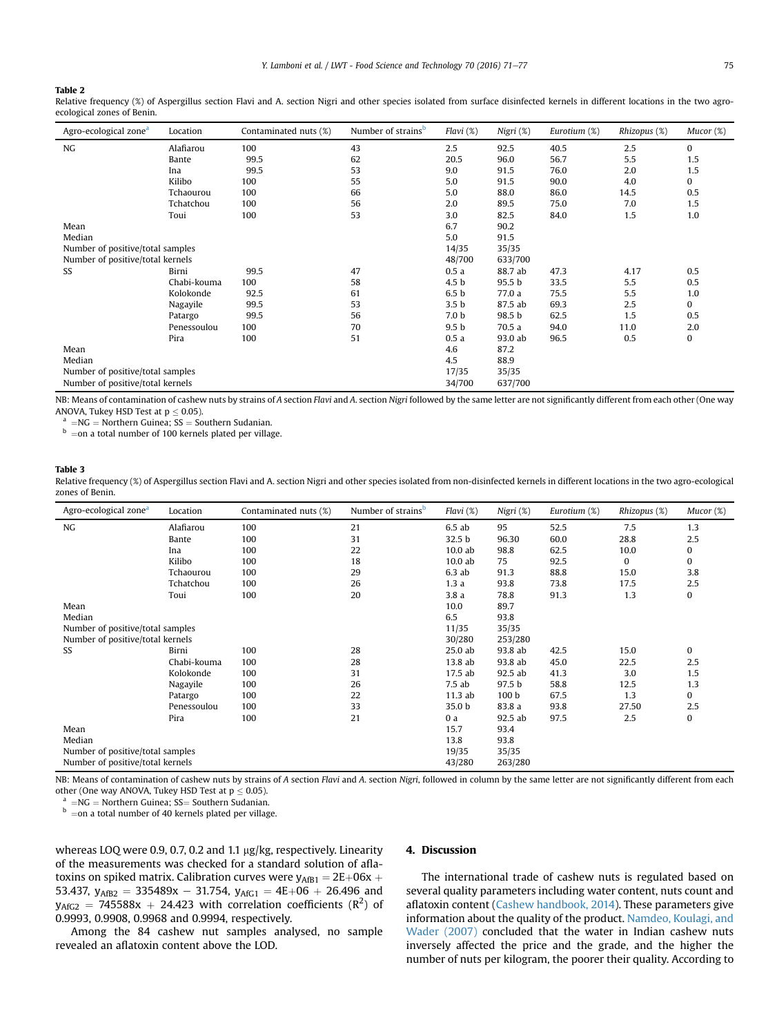**Table 2**
Relative frequency (%) of Aspergillus section Flavi and A. section Nigri and other species isolated from surface disinfected kernels in different locations in the two agro-ecological zones of Benin.

| Agro-ecological zone[a] | Location | Contaminated nuts (%) | Number of strains[b] | *Flavi* (%) | *Nigri* (%) | *Eurotium* (%) | *Rhizopus* (%) | *Mucor* (%) |
|---|---|---|---|---|---|---|---|---|
| NG | Alafiarou | 100 | 43 | 2.5 | 92.5 | 40.5 | 2.5 | 0 |
| | Bante | 99.5 | 62 | 20.5 | 96.0 | 56.7 | 5.5 | 1.5 |
| | Ina | 99.5 | 53 | 9.0 | 91.5 | 76.0 | 2.0 | 1.5 |
| | Kilibo | 100 | 55 | 5.0 | 91.5 | 90.0 | 4.0 | 0 |
| | Tchaourou | 100 | 66 | 5.0 | 88.0 | 86.0 | 14.5 | 0.5 |
| | Tchatchou | 100 | 56 | 2.0 | 89.5 | 75.0 | 7.0 | 1.5 |
| | Toui | 100 | 53 | 3.0 | 82.5 | 84.0 | 1.5 | 1.0 |
| Mean | | | | 6.7 | 90.2 | | | |
| Median | | | | 5.0 | 91.5 | | | |
| Number of positive/total samples | | | | 14/35 | 35/35 | | | |
| Number of positive/total kernels | | | | 48/700 | 633/700 | | | |
| SS | Birni | 99.5 | 47 | 0.5 a | 88.7 ab | 47.3 | 4.17 | 0.5 |
| | Chabi-kouma | 100 | 58 | 4.5 b | 95.5 b | 33.5 | 5.5 | 0.5 |
| | Kolokonde | 92.5 | 61 | 6.5 b | 77.0 a | 75.5 | 5.5 | 1.0 |
| | Nagayile | 99.5 | 53 | 3.5 b | 87.5 ab | 69.3 | 2.5 | 0 |
| | Patargo | 99.5 | 56 | 7.0 b | 98.5 b | 62.5 | 1.5 | 0.5 |
| | Penessoulou | 100 | 70 | 9.5 b | 70.5 a | 94.0 | 11.0 | 2.0 |
| | Pira | 100 | 51 | 0.5 a | 93.0 ab | 96.5 | 0.5 | 0 |
| Mean | | | | 4.6 | 87.2 | | | |
| Median | | | | 4.5 | 88.9 | | | |
| Number of positive/total samples | | | | 17/35 | 35/35 | | | |
| Number of positive/total kernels | | | | 34/700 | 637/700 | | | |

NB: Means of contamination of cashew nuts by strains of *A* section *Flavi* and *A.* section *Nigri* followed by the same letter are not significantly different from each other (One way ANOVA, Tukey HSD Test at $p \le 0.05$).
[a] =NG = Northern Guinea; SS = Southern Sudanian.
[b] =on a total number of 100 kernels plated per village.

**Table 3**
Relative frequency (%) of Aspergillus section Flavi and A. section Nigri and other species isolated from non-disinfected kernels in different locations in the two agro-ecological zones of Benin.

| Agro-ecological zone[a] | Location | Contaminated nuts (%) | Number of strains[b] | *Flavi* (%) | *Nigri* (%) | *Eurotium* (%) | *Rhizopus* (%) | *Mucor* (%) |
|---|---|---|---|---|---|---|---|---|
| NG | Alafiarou | 100 | 21 | 6.5 ab | 95 | 52.5 | 7.5 | 1.3 |
| | Bante | 100 | 31 | 32.5 b | 96.30 | 60.0 | 28.8 | 2.5 |
| | Ina | 100 | 22 | 10.0 ab | 98.8 | 62.5 | 10.0 | 0 |
| | Kilibo | 100 | 18 | 10.0 ab | 75 | 92.5 | 0 | 0 |
| | Tchaourou | 100 | 29 | 6.3 ab | 91.3 | 88.8 | 15.0 | 3.8 |
| | Tchatchou | 100 | 26 | 1.3 a | 93.8 | 73.8 | 17.5 | 2.5 |
| | Toui | 100 | 20 | 3.8 a | 78.8 | 91.3 | 1.3 | 0 |
| Mean | | | | 10.0 | 89.7 | | | |
| Median | | | | 6.5 | 93.8 | | | |
| Number of positive/total samples | | | | 11/35 | 35/35 | | | |
| Number of positive/total kernels | | | | 30/280 | 253/280 | | | |
| SS | Birni | 100 | 28 | 25.0 ab | 93.8 ab | 42.5 | 15.0 | 0 |
| | Chabi-kouma | 100 | 28 | 13.8 ab | 93.8 ab | 45.0 | 22.5 | 2.5 |
| | Kolokonde | 100 | 31 | 17.5 ab | 92.5 ab | 41.3 | 3.0 | 1.5 |
| | Nagayile | 100 | 26 | 7.5 ab | 97.5 b | 58.8 | 12.5 | 1.3 |
| | Patargo | 100 | 22 | 11.3 ab | 100 b | 67.5 | 1.3 | 0 |
| | Penessoulou | 100 | 33 | 35.0 b | 83.8 a | 93.8 | 27.50 | 2.5 |
| | Pira | 100 | 21 | 0 a | 92.5 ab | 97.5 | 2.5 | 0 |
| Mean | | | | 15.7 | 93.4 | | | |
| Median | | | | 13.8 | 93.8 | | | |
| Number of positive/total samples | | | | 19/35 | 35/35 | | | |
| Number of positive/total kernels | | | | 43/280 | 263/280 | | | |

NB: Means of contamination of cashew nuts by strains of *A* section *Flavi* and *A.* section *Nigri*, followed in column by the same letter are not significantly different from each other (One way ANOVA, Tukey HSD Test at $p \le 0.05$).
[a] =NG = Northern Guinea; SS= Southern Sudanian.
[b] =on a total number of 40 kernels plated per village.

whereas LOQ were 0.9, 0.7, 0.2 and 1.1 μg/kg, respectively. Linearity of the measurements was checked for a standard solution of aflatoxins on spiked matrix. Calibration curves were $y_{AfB1} = 2E{+}06x + 53.437$, $y_{AfB2} = 335489x - 31.754$, $y_{AfG1} = 4E{+}06 + 26.496$ and $y_{AfG2} = 745588x + 24.423$ with correlation coefficients ($R^2$) of 0.9993, 0.9908, 0.9968 and 0.9994, respectively.

Among the 84 cashew nut samples analysed, no sample revealed an aflatoxin content above the LOD.

## 4. Discussion

The international trade of cashew nuts is regulated based on several quality parameters including water content, nuts count and aflatoxin content (Cashew handbook, 2014). These parameters give information about the quality of the product. Namdeo, Koulagi, and Wader (2007) concluded that the water in Indian cashew nuts inversely affected the price and the grade, and the higher the number of nuts per kilogram, the poorer their quality. According to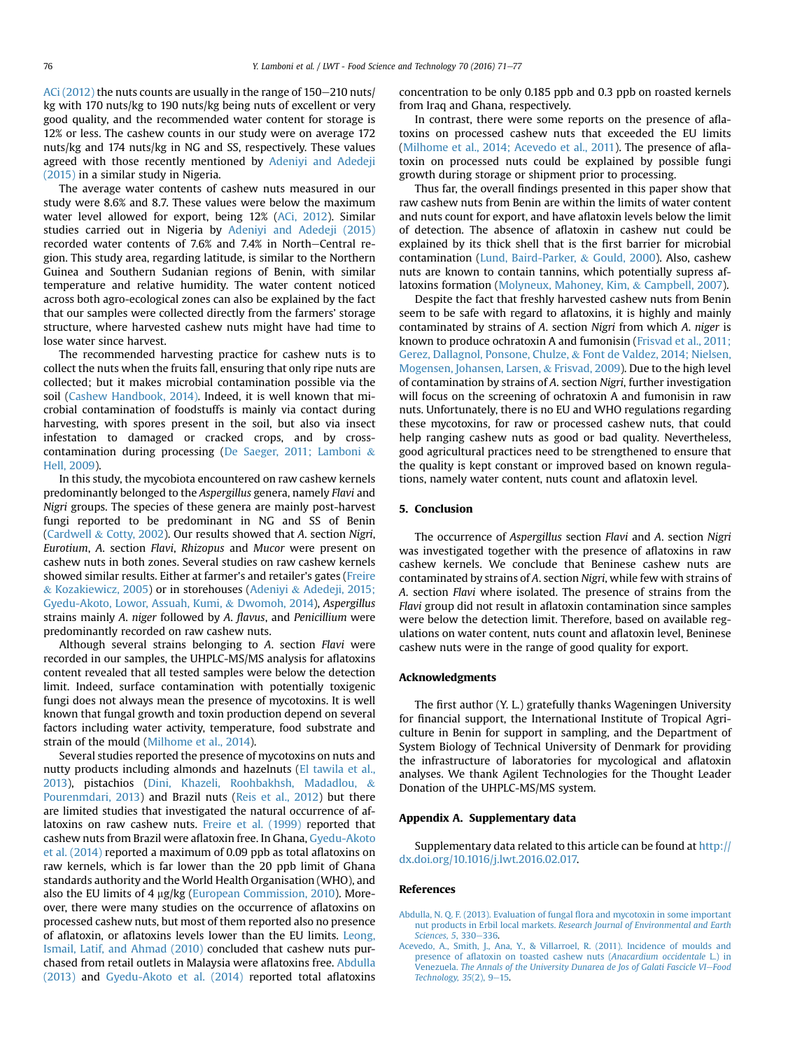ACi (2012) the nuts counts are usually in the range of 150–210 nuts/kg with 170 nuts/kg to 190 nuts/kg being nuts of excellent or very good quality, and the recommended water content for storage is 12% or less. The cashew counts in our study were on average 172 nuts/kg and 174 nuts/kg in NG and SS, respectively. These values agreed with those recently mentioned by Adeniyi and Adedeji (2015) in a similar study in Nigeria.

The average water contents of cashew nuts measured in our study were 8.6% and 8.7. These values were below the maximum water level allowed for export, being 12% (ACi, 2012). Similar studies carried out in Nigeria by Adeniyi and Adedeji (2015) recorded water contents of 7.6% and 7.4% in North–Central region. This study area, regarding latitude, is similar to the Northern Guinea and Southern Sudanian regions of Benin, with similar temperature and relative humidity. The water content noticed across both agro-ecological zones can also be explained by the fact that our samples were collected directly from the farmers' storage structure, where harvested cashew nuts might have had time to lose water since harvest.

The recommended harvesting practice for cashew nuts is to collect the nuts when the fruits fall, ensuring that only ripe nuts are collected; but it makes microbial contamination possible via the soil (Cashew Handbook, 2014). Indeed, it is well known that microbial contamination of foodstuffs is mainly via contact during harvesting, with spores present in the soil, but also via insect infestation to damaged or cracked crops, and by cross-contamination during processing (De Saeger, 2011; Lamboni & Hell, 2009).

In this study, the mycobiota encountered on raw cashew kernels predominantly belonged to the *Aspergillus* genera, namely *Flavi* and *Nigri* groups. The species of these genera are mainly post-harvest fungi reported to be predominant in NG and SS of Benin (Cardwell & Cotty, 2002). Our results showed that *A.* section *Nigri*, *Eurotium*, *A.* section *Flavi*, *Rhizopus* and *Mucor* were present on cashew nuts in both zones. Several studies on raw cashew kernels showed similar results. Either at farmer's and retailer's gates (Freire & Kozakiewicz, 2005) or in storehouses (Adeniyi & Adedeji, 2015; Gyedu-Akoto, Lowor, Assuah, Kumi, & Dwomoh, 2014), *Aspergillus* strains mainly *A. niger* followed by *A. flavus*, and *Penicillium* were predominantly recorded on raw cashew nuts.

Although several strains belonging to *A.* section *Flavi* were recorded in our samples, the UHPLC-MS/MS analysis for aflatoxins content revealed that all tested samples were below the detection limit. Indeed, surface contamination with potentially toxigenic fungi does not always mean the presence of mycotoxins. It is well known that fungal growth and toxin production depend on several factors including water activity, temperature, food substrate and strain of the mould (Milhome et al., 2014).

Several studies reported the presence of mycotoxins on nuts and nutty products including almonds and hazelnuts (El tawila et al., 2013), pistachios (Dini, Khazeli, Roohbakhsh, Madadlou, & Pourenmdari, 2013) and Brazil nuts (Reis et al., 2012) but there are limited studies that investigated the natural occurrence of aflatoxins on raw cashew nuts. Freire et al. (1999) reported that cashew nuts from Brazil were aflatoxin free. In Ghana, Gyedu-Akoto et al. (2014) reported a maximum of 0.09 ppb as total aflatoxins on raw kernels, which is far lower than the 20 ppb limit of Ghana standards authority and the World Health Organisation (WHO), and also the EU limits of 4 μg/kg (European Commission, 2010). Moreover, there were many studies on the occurrence of aflatoxins on processed cashew nuts, but most of them reported also no presence of aflatoxin, or aflatoxins levels lower than the EU limits. Leong, Ismail, Latif, and Ahmad (2010) concluded that cashew nuts purchased from retail outlets in Malaysia were aflatoxins free. Abdulla (2013) and Gyedu-Akoto et al. (2014) reported total aflatoxins concentration to be only 0.185 ppb and 0.3 ppb on roasted kernels from Iraq and Ghana, respectively.

In contrast, there were some reports on the presence of aflatoxins on processed cashew nuts that exceeded the EU limits (Milhome et al., 2014; Acevedo et al., 2011). The presence of aflatoxin on processed nuts could be explained by possible fungi growth during storage or shipment prior to processing.

Thus far, the overall findings presented in this paper show that raw cashew nuts from Benin are within the limits of water content and nuts count for export, and have aflatoxin levels below the limit of detection. The absence of aflatoxin in cashew nut could be explained by its thick shell that is the first barrier for microbial contamination (Lund, Baird-Parker, & Gould, 2000). Also, cashew nuts are known to contain tannins, which potentially supress aflatoxins formation (Molyneux, Mahoney, Kim, & Campbell, 2007).

Despite the fact that freshly harvested cashew nuts from Benin seem to be safe with regard to aflatoxins, it is highly and mainly contaminated by strains of *A.* section *Nigri* from which *A. niger* is known to produce ochratoxin A and fumonisin (Frisvad et al., 2011; Gerez, Dallagnol, Ponsone, Chulze, & Font de Valdez, 2014; Nielsen, Mogensen, Johansen, Larsen, & Frisvad, 2009). Due to the high level of contamination by strains of *A.* section *Nigri*, further investigation will focus on the screening of ochratoxin A and fumonisin in raw nuts. Unfortunately, there is no EU and WHO regulations regarding these mycotoxins, for raw or processed cashew nuts, that could help ranging cashew nuts as good or bad quality. Nevertheless, good agricultural practices need to be strengthened to ensure that the quality is kept constant or improved based on known regulations, namely water content, nuts count and aflatoxin level.

## 5. Conclusion

The occurrence of *Aspergillus* section *Flavi* and *A.* section *Nigri* was investigated together with the presence of aflatoxins in raw cashew kernels. We conclude that Beninese cashew nuts are contaminated by strains of *A.* section *Nigri*, while few with strains of *A.* section *Flavi* where isolated. The presence of strains from the *Flavi* group did not result in aflatoxin contamination since samples were below the detection limit. Therefore, based on available regulations on water content, nuts count and aflatoxin level, Beninese cashew nuts were in the range of good quality for export.

## Acknowledgments

The first author (Y. L.) gratefully thanks Wageningen University for financial support, the International Institute of Tropical Agriculture in Benin for support in sampling, and the Department of System Biology of Technical University of Denmark for providing the infrastructure of laboratories for mycological and aflatoxin analyses. We thank Agilent Technologies for the Thought Leader Donation of the UHPLC-MS/MS system.

## Appendix A. Supplementary data

Supplementary data related to this article can be found at http://dx.doi.org/10.1016/j.lwt.2016.02.017.

## References

Abdulla, N. Q. F. (2013). Evaluation of fungal flora and mycotoxin in some important nut products in Erbil local markets. *Research Journal of Environmental and Earth Sciences, 5*, 330–336.

Acevedo, A., Smith, J., Ana, Y., & Villarroel, R. (2011). Incidence of moulds and presence of aflatoxin on toasted cashew nuts (*Anacardium occidentale* L.) in Venezuela. *The Annals of the University Dunarea de Jos of Galati Fascicle VI–Food Technology, 35*(2), 9–15.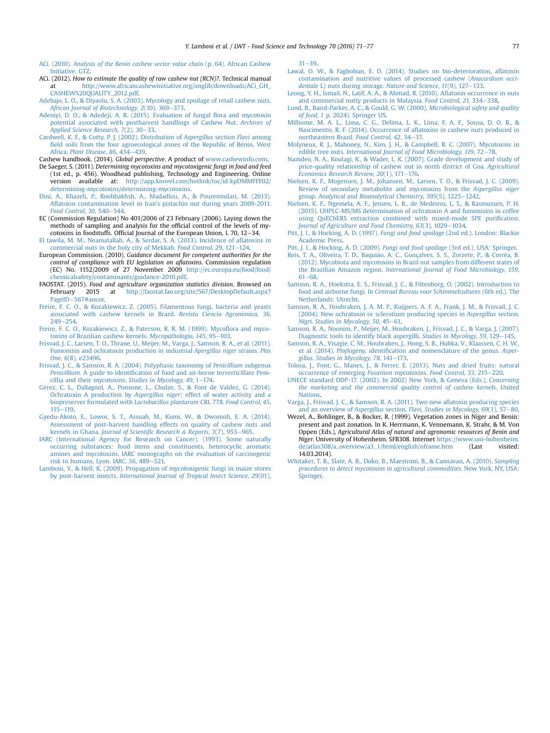ACi. (2010). *Analysis of the Benin cashew sector value chain* (p. 64). African Cashew Initiative. GTZ.

ACi. (2012). *How to estimate the quality of raw cashew nut (RCN)?*. Technical manual at http://www.africancashewinitiative.org/imglib/downloads/ACi_GH_CASHEW%20QUALITY_2012.pdf.

Adebajo, L. O., & Diyaolu, S. A. (2003). Mycology and spoilage of retail cashew nuts. *African Journal of Biotechnology, 2*(10), 369–373.

Adeniyi, D. O., & Adedeji, A. R. (2015). Evaluation of fungal flora and mycotoxin potential associated with postharvest handlings of Cashew Nut. *Archives of Applied Science Research, 7*(2), 30–33.

Cardwell, K. F., & Cotty, P. J. (2002). Distribution of *Aspergillus* section *Flavi* among field soils from the four agroecological zones of the Republic of Bénin, West Africa. *Plant Disease, 86*, 434–439.

Cashew handbook. (2014). *Global perspective*. A product of www.cashewinfo.com.

De Saeger, S. (2011). *Determining mycotoxins and mycotoxigenic fungi in food and feed* (1st ed., p. 456). Woodhead publishing, Technology and Engineering. Online version available at: http://app.knovel.com/hotlink/toc/id:kpDMMFFF02/determining-mycotoxins/determining-mycotoxins.

Dini, A., Khazeli, P., Roohbakhsh, A., Madadlou, A., & Pourenmdari, M. (2013). Aflatoxin contamination level in Iran's pistachio nut during years 2009-2011. *Food Control, 30*, 540–544.

EC (Commission Regulation) No 401/2006 of 23 February (2006). Laying down the methods of sampling and analysis for the official control of the levels of mycotoxins in foodstuffs. Official Journal of the European Union, L 70, 12–34.

El tawila, M. M., Neamatallah, A., & Serdar, S. A. (2013). Incidence of aflatoxins in commercial nuts in the holy city of Mekkah. *Food Control, 29*, 121–124.

European Commission. (2010). *Guidance document for competent authorities for the control of compliance with EU legislation on aflatoxins*. Commission regulation (EC) No. 1152/2009 of 27 November 2009 http://ec.europa.eu/food/food/chemicalsafety/contaminants/guidance-2010.pdf.

FAOSTAT. (2015). *Food and agriculture organization statistics division*. Browsed on February 2015 at http://faostat.fao.org/site/567/DesktopDefault.aspx?PageID=567#ancor.

Freire, F. C. O., & Kozakiewicz, Z. (2005). Filamentous fungi, bacteria and yeasts associated with cashew kernels in Brazil. *Revista Ciência Agronômica, 36*, 249–254.

Freire, F. C. O., Kozakiewicz, Z., & Paterson, R. R. M. (1999). Mycoflora and mycotoxins of Brazilian cashew kernels. *Mycopathologia, 145*, 95–103.

Frisvad, J. C., Larsen, T. O., Thrane, U., Meijer, M., Varga, J., Samson, R. A., et al. (2011). Fumonisin and ochratoxin production in industrial *Apergillus niger* strains. *Plos One, 6*(8), e23496.

Frisvad, J. C., & Samson, R. A. (2004). Polyphasic taxonomy of *Penicillium* subgenus *Penicillium*. A guide to identification of food and air-borne terverticillate Penicillia and their mycotoxins. *Studies in Mycology, 49*, 1–174.

Gerez, C. L., Dallagnol, A., Ponsone, L., Chulze, S., & Font de Valdez, G. (2014). Ochratoxin A production by *Aspergillus niger*: effect of water activity and a biopreserver formulated with *Lactobacillus plantarum* CRL 778. *Food Control, 45*, 115–119.

Gyedu-Akoto, E., Lowor, S. T., Assuah, M., Kumi, W., & Dwomoh, E. A. (2014). Assessment of post-harvest handling effects on quality of cashew nuts and kernels in Ghana. *Journal of Scientific Research & Reports, 3*(7), 953–965.

IARC (International Agency for Research on Cancer). (1993). Some naturally occurring substances: food items and constituents, heterocyclic aromatic amines and mycotoxins. IARC monographs on the evaluation of carcinogenic risk to humans, Lyon. *IARC, 56*, 489–521.

Lamboni, Y., & Hell, K. (2009). Propagation of mycotoxigenic fungi in maize stores by post-harvest insects. *International Journal of Tropical Insect Science, 29*(01), 31–39.

Lawal, O. W., & Fagbohun, E. D. (2014). Studies on bio-deterioration, aflatoxin contamination and nutritive values of processed cashew (*Anacardium occidentale* L) nuts during storage. *Nature and Science, 11*(9), 127–133.

Leong, Y. H., Ismail, N., Latif, A. A., & Ahmad, R. (2010). Aflatoxin occurrence in nuts and commercial nutty products in Malaysia. *Food Control, 21*, 334–338.

Lund, B., Baird-Parker, A. C., & Gould, G. W. (2000). *Microbiological safety and quality of food, 1* p. 2024). Springer US.

Milhome, M. A. L., Lima, C. G., Delima, L. K., Lima, F. A. F., Sousa, D. O. B., & Nascimento, R. F. (2014). Occurrence of aflatoxins in cashew nuts produced in northeastern Brazil. *Food Control, 42*, 34–37.

Molyneux, R. J., Mahoney, N., Kim, J. H., & Campbell, B. C. (2007). Mycotoxins in edible tree nuts. *International Journal of Food Microbiology, 119*, 72–78.

Namdeo, N. A., Koulagi, K., & Wader, L. K. (2007). Grade development and study of price-quality relationship of cashew nut in north district of Goa. *Agricultural Economics Research Review, 20*(1), 171–176.

Nielsen, K. F., Mogensen, J. M., Johansen, M., Larsen, T. O., & Frisvad, J. C. (2009). Review of secondary metabolite and mycotoxins from the *Aspergillus niger* group. *Analytical and Bioanalytical Chemistry, 395*(5), 1225–1242.

Nielsen, K. F., Ngemela, A. F., Jensen, L. B., de Medeiros, L. S., & Rasmussen, P. H. (2015). UHPLC-MS/MS determination of ochratoxin A and fumonisins in coffee using QuEChERS extraction combined with mixed-mode SPE purification. *Journal of Agriculture and Food Chemistry, 63*(3), 1029–1034.

Pitt, J. I., & Hocking, A. D. (1997). *Fungi and food spoilage* (2nd ed.). London: Blackie Academic Press.

Pitt, J. I., & Hocking, A. D. (2009). *Fungi and food spoilage* (3rd ed.). USA: Springer.

Reis, T. A., Oliveira, T. D., Baquião, A. C., Gonçalves, S. S., Zorzete, P., & Corrêa, B. (2012). Mycobiota and mycotoxins in Brazil nut samples from different states of the Brazilian Amazon region. *International Journal of Food Microbiology, 159*, 61–68.

Samson, R. A., Hoekstra, E. S., Frisvad, J. C., & Filtenborg, O. (2002). Introduction to food and airborne fungi. In *Centraal Bureau voor Schimmelcultures* (6th ed.). The Netherlands: Utrecht.

Samson, R. A., Houbraken, J. A. M. P., Kuijpers, A. F. A., Frank, J. M., & Frisvad, J. C. (2004). New ochratoxin or sclerotium producing species in *Aspergillus* section. *Nigri. Studies in Mycology, 50*, 45–61.

Samson, R. A., Noonim, P., Meijer, M., Houbraken, J., Frisvad, J. C., & Varga, J. (2007). Diagnostic tools to identify black aspergilli. *Studies in Mycology, 59*, 129–145.

Samson, R. A., Visagie, C. M., Houbraken, J., Hong, S. B., Hubka, V., Klaassen, C. H. W., et al. (2014). Phylogeny, identification and nomenclature of the genus. *Aspergillus. Studies in Mycology, 78*, 141–173.

Tolosa, J., Font, G., Manes, J., & Ferrer, E. (2013). Nuts and dried fruits: natural occurrence of emerging *Fusarium* mycotoxins. *Food Control, 33*, 215–220.

UNECE standard DDP-17. (2002). In 2002) New York, & Geneva (Eds.), *Concerning the marketing and the commercial quality control of cashew kernels*. United Nations.

Varga, J., Frisvad, J. C., & Samson, R. A. (2011). Two new aflatoxin producing species and an overview of *Aspergillus* section. *Flavi. Studies in Mycology, 69*(1), 57–80.

Wezel, A., Bohlinger, B., & Bocker, R. (1999). Vegetation zones in Niger and Benin: present and past zonation. In K. Herrmann, K. Vennemann, K. Strahr, & M. Von Oppen (Eds.), *Agricultural Atlas of natural and agronomic resources of Benin and Niger*. University of Hohenheim. SFB308. Internet https://www.uni-hohenheim.de/atlas308/a_overview/a3_1/html/english/nframe.htm (Last visited: 14.03.2014).

Whitaker, T. B., Slate, A. B., Doko, B., Maestroni, B., & Cannavan, A. (2010). *Sampling procedures to detect mycotoxins in agricultural commodities*. New York, NY, USA: Springer.